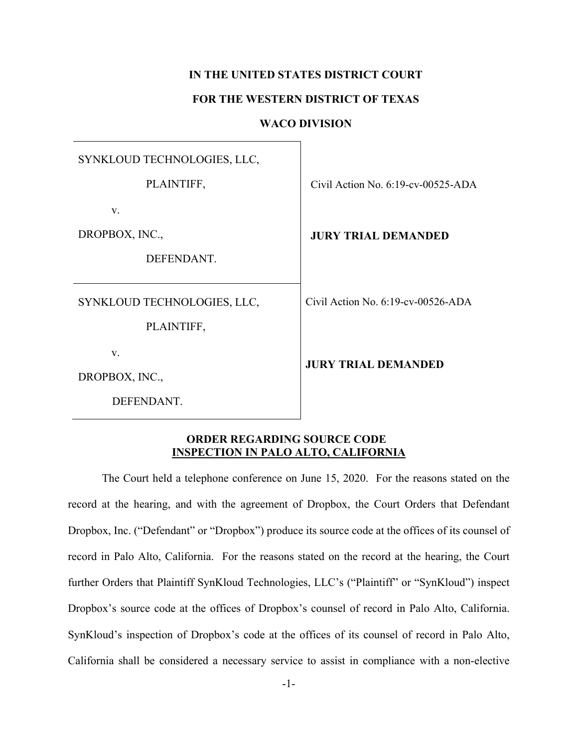**IN THE UNITED STATES DISTRICT COURT**

**FOR THE WESTERN DISTRICT OF TEXAS**

**WACO DIVISION**

| | |
|---|---|
| SYNKLOUD TECHNOLOGIES, LLC,<br><br>PLAINTIFF,<br><br>v.<br><br>DROPBOX, INC.,<br><br>DEFENDANT. | Civil Action No. 6:19-cv-00525-ADA<br><br>**JURY TRIAL DEMANDED** |
| SYNKLOUD TECHNOLOGIES, LLC,<br><br>PLAINTIFF,<br><br>v.<br><br>DROPBOX, INC.,<br><br>DEFENDANT. | Civil Action No. 6:19-cv-00526-ADA<br><br>**JURY TRIAL DEMANDED** |

**ORDER REGARDING SOURCE CODE INSPECTION IN PALO ALTO, CALIFORNIA**

The Court held a telephone conference on June 15, 2020. For the reasons stated on the record at the hearing, and with the agreement of Dropbox, the Court Orders that Defendant Dropbox, Inc. ("Defendant" or "Dropbox") produce its source code at the offices of its counsel of record in Palo Alto, California. For the reasons stated on the record at the hearing, the Court further Orders that Plaintiff SynKloud Technologies, LLC's ("Plaintiff" or "SynKloud") inspect Dropbox's source code at the offices of Dropbox's counsel of record in Palo Alto, California. SynKloud's inspection of Dropbox's code at the offices of its counsel of record in Palo Alto, California shall be considered a necessary service to assist in compliance with a non-elective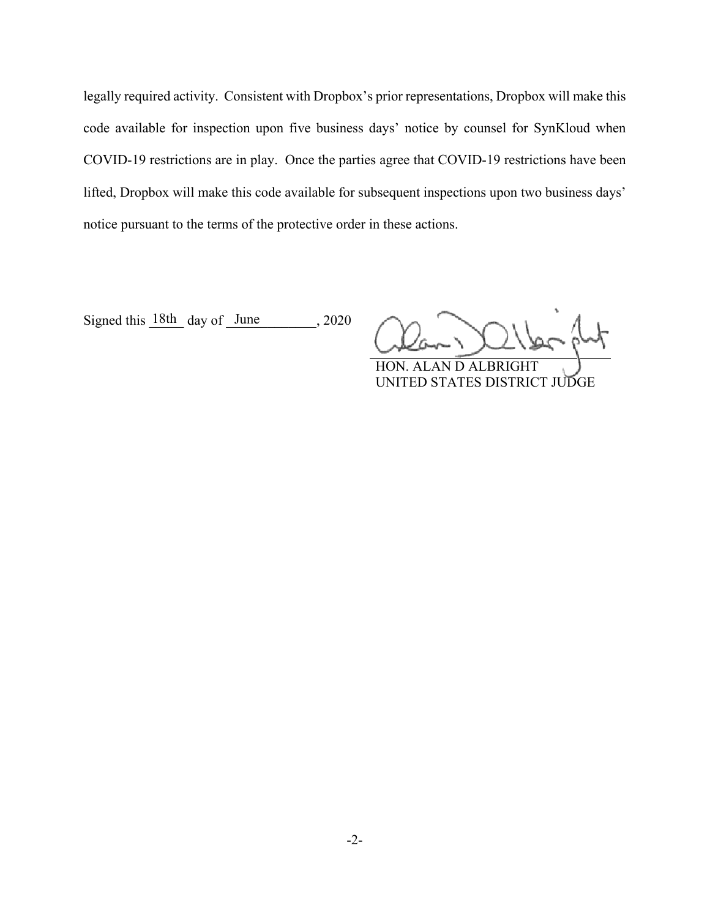legally required activity. Consistent with Dropbox's prior representations, Dropbox will make this code available for inspection upon five business days' notice by counsel for SynKloud when COVID-19 restrictions are in play. Once the parties agree that COVID-19 restrictions have been lifted, Dropbox will make this code available for subsequent inspections upon two business days' notice pursuant to the terms of the protective order in these actions.

Signed this 18th day of June, 2020

HON. ALAN D ALBRIGHT
UNITED STATES DISTRICT JUDGE